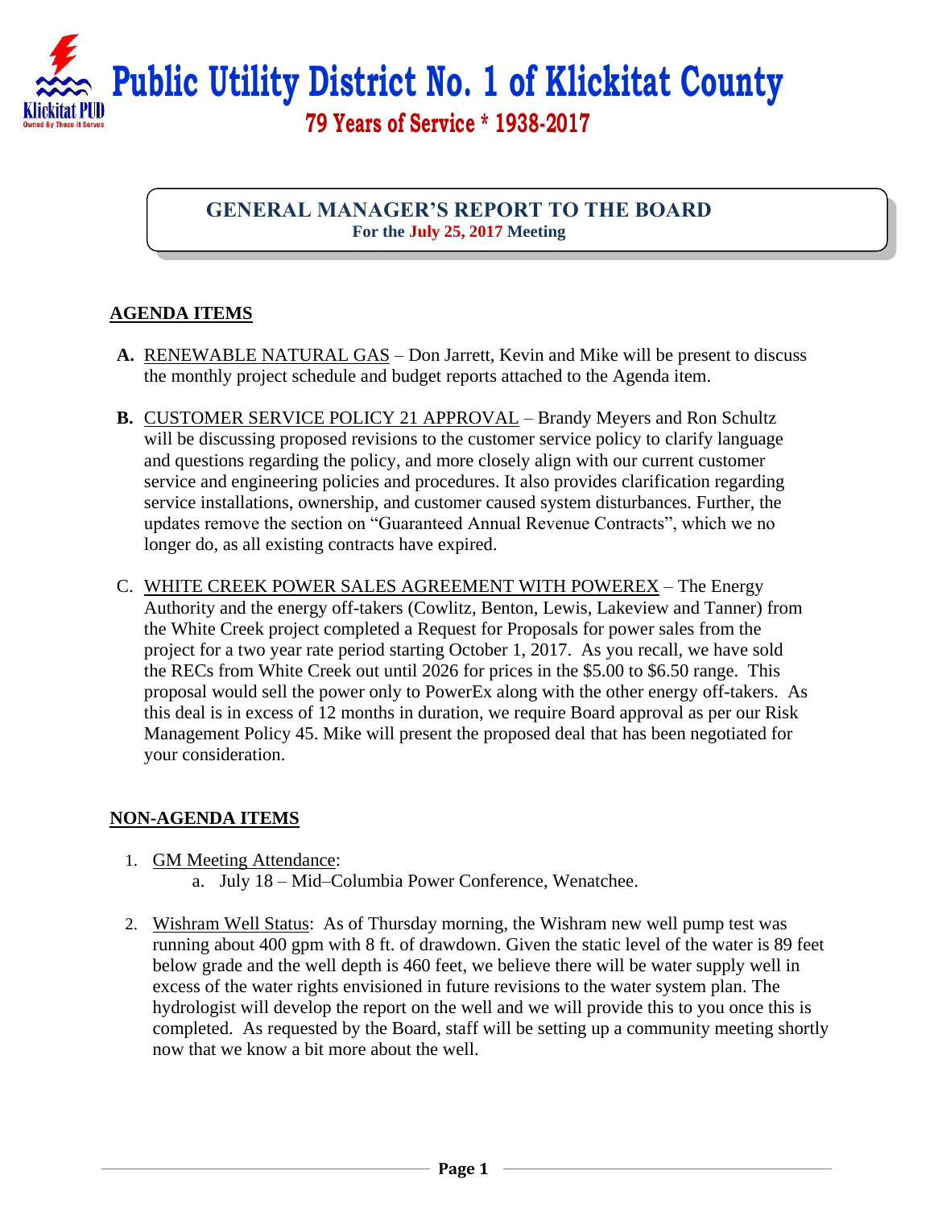# Public Utility District No. 1 of Klickitat County

**79 Years of Service * 1938-2017**

## GENERAL MANAGER'S REPORT TO THE BOARD

**For the July 25, 2017 Meeting**

### AGENDA ITEMS

**A.** RENEWABLE NATURAL GAS – Don Jarrett, Kevin and Mike will be present to discuss the monthly project schedule and budget reports attached to the Agenda item.

**B.** CUSTOMER SERVICE POLICY 21 APPROVAL – Brandy Meyers and Ron Schultz will be discussing proposed revisions to the customer service policy to clarify language and questions regarding the policy, and more closely align with our current customer service and engineering policies and procedures. It also provides clarification regarding service installations, ownership, and customer caused system disturbances. Further, the updates remove the section on "Guaranteed Annual Revenue Contracts", which we no longer do, as all existing contracts have expired.

C. WHITE CREEK POWER SALES AGREEMENT WITH POWEREX – The Energy Authority and the energy off-takers (Cowlitz, Benton, Lewis, Lakeview and Tanner) from the White Creek project completed a Request for Proposals for power sales from the project for a two year rate period starting October 1, 2017. As you recall, we have sold the RECs from White Creek out until 2026 for prices in the $5.00 to $6.50 range. This proposal would sell the power only to PowerEx along with the other energy off-takers. As this deal is in excess of 12 months in duration, we require Board approval as per our Risk Management Policy 45. Mike will present the proposed deal that has been negotiated for your consideration.

### NON-AGENDA ITEMS

1. GM Meeting Attendance:
   a. July 18 – Mid–Columbia Power Conference, Wenatchee.

2. Wishram Well Status: As of Thursday morning, the Wishram new well pump test was running about 400 gpm with 8 ft. of drawdown. Given the static level of the water is 89 feet below grade and the well depth is 460 feet, we believe there will be water supply well in excess of the water rights envisioned in future revisions to the water system plan. The hydrologist will develop the report on the well and we will provide this to you once this is completed. As requested by the Board, staff will be setting up a community meeting shortly now that we know a bit more about the well.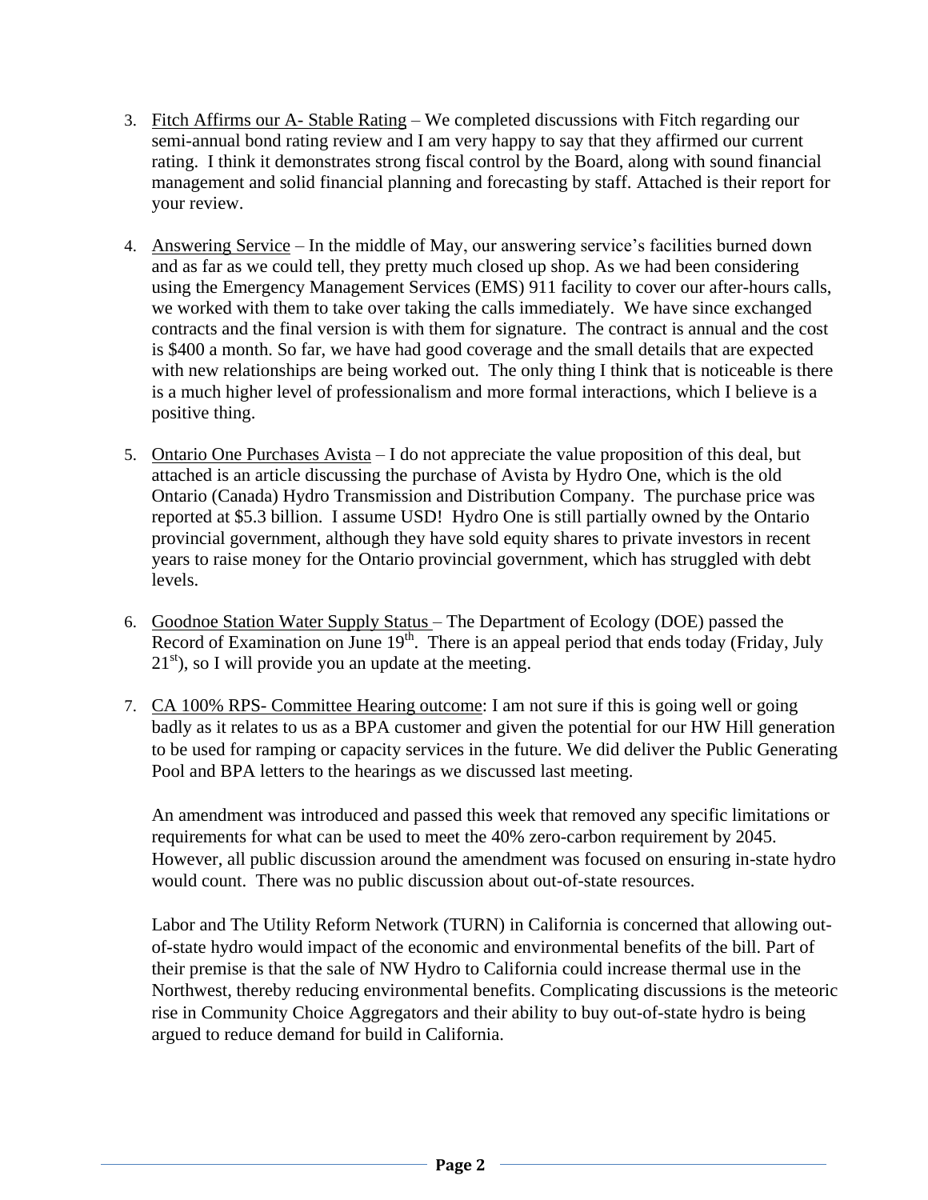3. Fitch Affirms our A- Stable Rating – We completed discussions with Fitch regarding our semi-annual bond rating review and I am very happy to say that they affirmed our current rating. I think it demonstrates strong fiscal control by the Board, along with sound financial management and solid financial planning and forecasting by staff. Attached is their report for your review.

4. Answering Service – In the middle of May, our answering service's facilities burned down and as far as we could tell, they pretty much closed up shop. As we had been considering using the Emergency Management Services (EMS) 911 facility to cover our after-hours calls, we worked with them to take over taking the calls immediately. We have since exchanged contracts and the final version is with them for signature. The contract is annual and the cost is $400 a month. So far, we have had good coverage and the small details that are expected with new relationships are being worked out. The only thing I think that is noticeable is there is a much higher level of professionalism and more formal interactions, which I believe is a positive thing.

5. Ontario One Purchases Avista – I do not appreciate the value proposition of this deal, but attached is an article discussing the purchase of Avista by Hydro One, which is the old Ontario (Canada) Hydro Transmission and Distribution Company. The purchase price was reported at $5.3 billion. I assume USD! Hydro One is still partially owned by the Ontario provincial government, although they have sold equity shares to private investors in recent years to raise money for the Ontario provincial government, which has struggled with debt levels.

6. Goodnoe Station Water Supply Status – The Department of Ecology (DOE) passed the Record of Examination on June 19th. There is an appeal period that ends today (Friday, July 21st), so I will provide you an update at the meeting.

7. CA 100% RPS- Committee Hearing outcome: I am not sure if this is going well or going badly as it relates to us as a BPA customer and given the potential for our HW Hill generation to be used for ramping or capacity services in the future. We did deliver the Public Generating Pool and BPA letters to the hearings as we discussed last meeting.

   An amendment was introduced and passed this week that removed any specific limitations or requirements for what can be used to meet the 40% zero-carbon requirement by 2045. However, all public discussion around the amendment was focused on ensuring in-state hydro would count. There was no public discussion about out-of-state resources.

   Labor and The Utility Reform Network (TURN) in California is concerned that allowing out-of-state hydro would impact of the economic and environmental benefits of the bill. Part of their premise is that the sale of NW Hydro to California could increase thermal use in the Northwest, thereby reducing environmental benefits. Complicating discussions is the meteoric rise in Community Choice Aggregators and their ability to buy out-of-state hydro is being argued to reduce demand for build in California.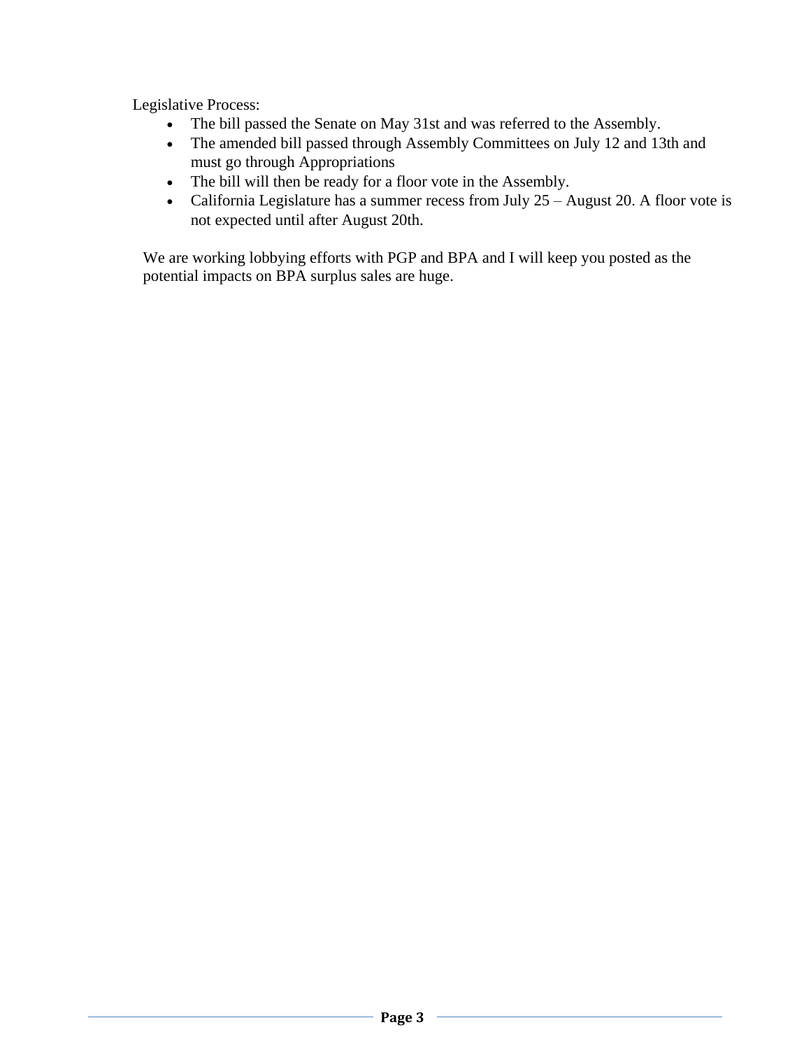Legislative Process:

- The bill passed the Senate on May 31st and was referred to the Assembly.
- The amended bill passed through Assembly Committees on July 12 and 13th and must go through Appropriations
- The bill will then be ready for a floor vote in the Assembly.
- California Legislature has a summer recess from July 25 – August 20. A floor vote is not expected until after August 20th.

We are working lobbying efforts with PGP and BPA and I will keep you posted as the potential impacts on BPA surplus sales are huge.